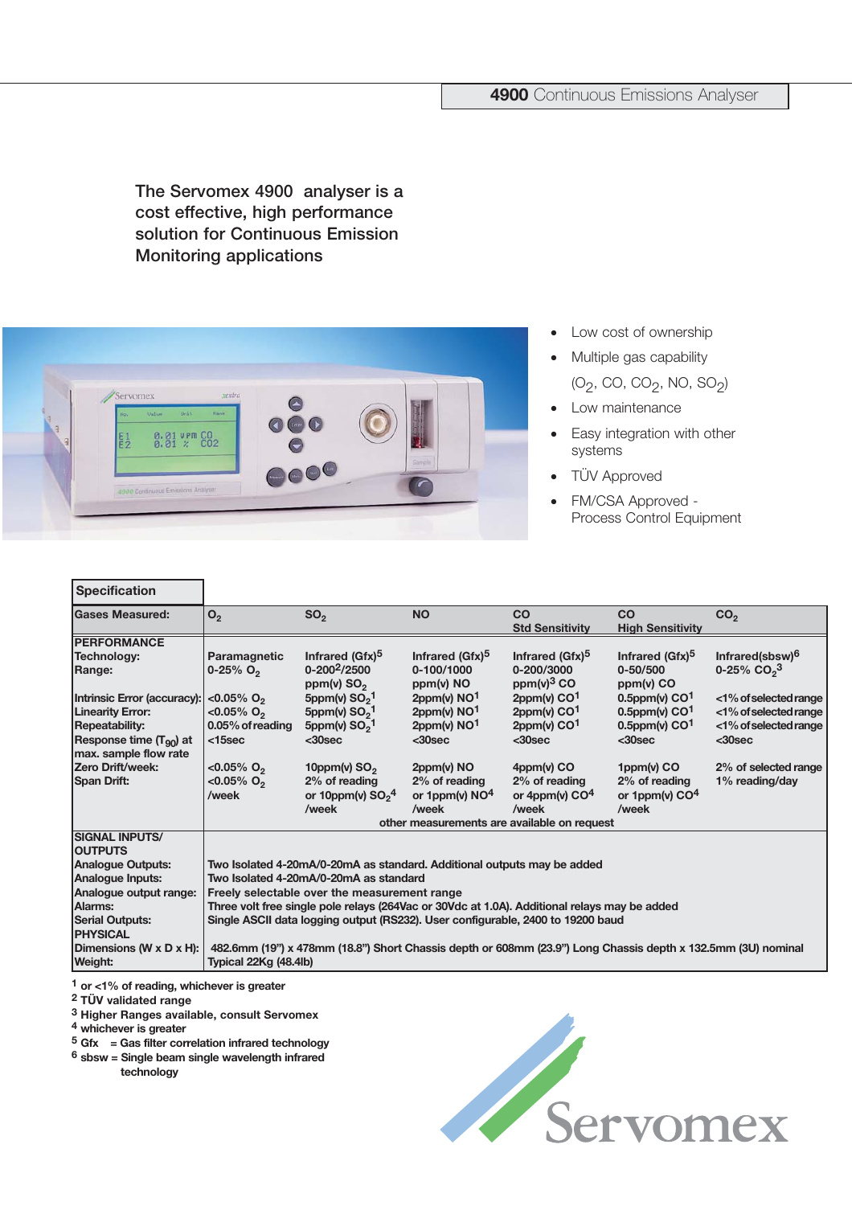# 4900 Continuous Emissions Analyser

## The Servomex 4900 analyser is a cost effective, high performance solution for Continuous Emission Monitoring applications

- Low cost of ownership
- Multiple gas capability ($O_2$, CO, $CO_2$, NO, $SO_2$)
- Low maintenance
- Easy integration with other systems
- TÜV Approved
- FM/CSA Approved - Process Control Equipment

**Specification**

| Gases Measured: | $O_2$ | $SO_2$ | NO | CO Std Sensitivity | CO High Sensitivity | $CO_2$ |
|---|---|---|---|---|---|---|
| **PERFORMANCE** | | | | | | |
| **Technology:** | Paramagnetic | Infrared (Gfx)[5] | Infrared (Gfx)[5] | Infrared (Gfx)[5] | Infrared (Gfx)[5] | Infrared(sbsw)[6] |
| **Range:** | 0-25% $O_2$ | 0-200[2]/2500 ppm(v) $SO_2$ | 0-100/1000 ppm(v) NO | 0-200/3000 ppm(v)[3] CO | 0-50/500 ppm(v) CO | 0-25% $CO_2$[3] |
| **Intrinsic Error (accuracy):** | <0.05% $O_2$ | 5ppm(v) $SO_2$[1] | 2ppm(v) NO[1] | 2ppm(v) CO[1] | 0.5ppm(v) CO[1] | <1% of selected range |
| **Linearity Error:** | <0.05% $O_2$ | 5ppm(v) $SO_2$[1] | 2ppm(v) NO[1] | 2ppm(v) CO[1] | 0.5ppm(v) CO[1] | <1% of selected range |
| **Repeatability:** | 0.05% of reading | 5ppm(v) $SO_2$[1] | 2ppm(v) NO[1] | 2ppm(v) CO[1] | 0.5ppm(v) CO[1] | <1% of selected range |
| **Response time ($T_{90}$) at max. sample flow rate** | <15sec | <30sec | <30sec | <30sec | <30sec | <30sec |
| **Zero Drift/week:** | <0.05% $O_2$ | 10ppm(v) $SO_2$ | 2ppm(v) NO | 4ppm(v) CO | 1ppm(v) CO | 2% of selected range |
| **Span Drift:** | <0.05% $O_2$ /week | 2% of reading or 10ppm(v) $SO_2$[4] /week | 2% of reading or 1ppm(v) NO[4] /week | 2% of reading or 4ppm(v) CO[4] /week | 2% of reading or 1ppm(v) CO[4] /week | 1% reading/day |
| | other measurements are available on request | | | | | |
| **SIGNAL INPUTS/ OUTPUTS** | | | | | | |
| **Analogue Outputs:** | Two Isolated 4-20mA/0-20mA as standard. Additional outputs may be added | | | | | |
| **Analogue Inputs:** | Two Isolated 4-20mA/0-20mA as standard | | | | | |
| **Analogue output range:** | Freely selectable over the measurement range | | | | | |
| **Alarms:** | Three volt free single pole relays (264Vac or 30Vdc at 1.0A). Additional relays may be added | | | | | |
| **Serial Outputs:** | Single ASCII data logging output (RS232). User configurable, 2400 to 19200 baud | | | | | |
| **PHYSICAL** | | | | | | |
| **Dimensions (W x D x H):** | 482.6mm (19") x 478mm (18.8") Short Chassis depth or 608mm (23.9") Long Chassis depth x 132.5mm (3U) nominal | | | | | |
| **Weight:** | Typical 22Kg (48.4lb) | | | | | |

[1] or <1% of reading, whichever is greater
[2] TÜV validated range
[3] Higher Ranges available, consult Servomex
[4] whichever is greater
[5] Gfx = Gas filter correlation infrared technology
[6] sbsw = Single beam single wavelength infrared technology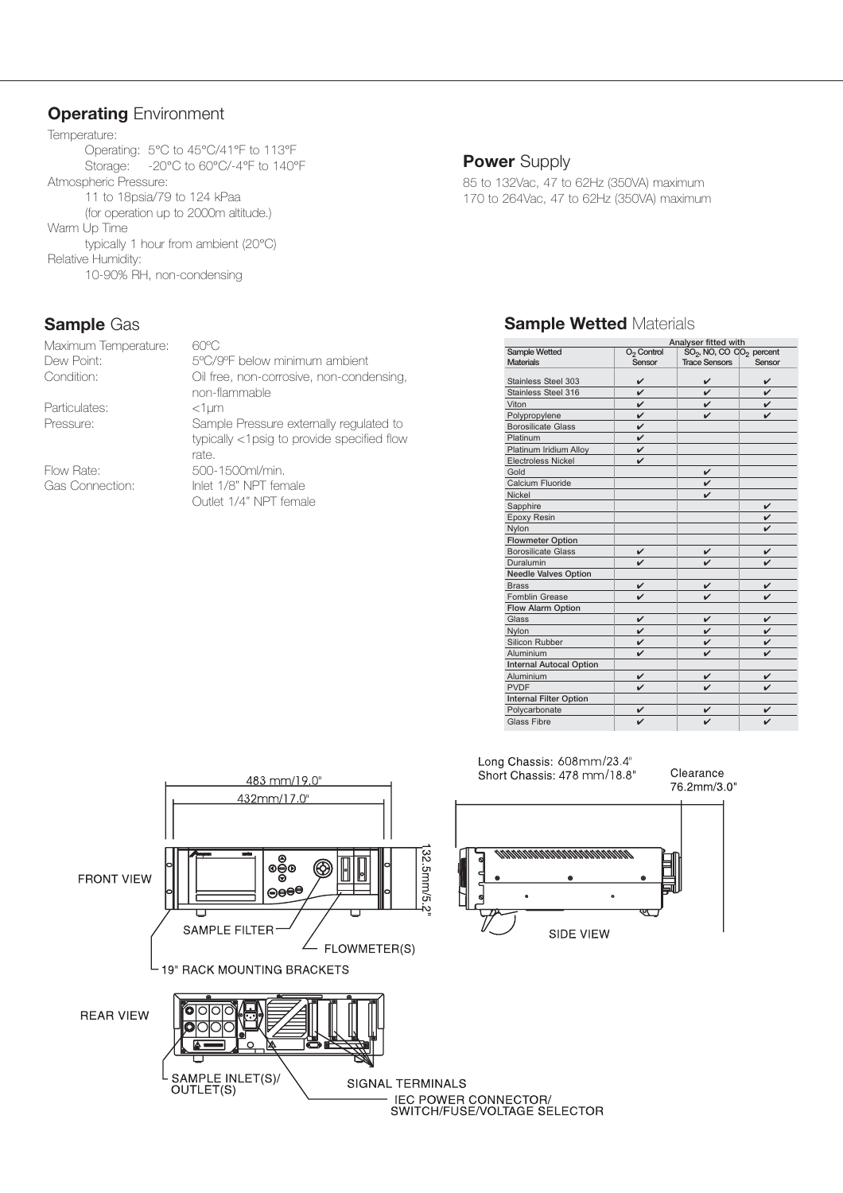## **Operating** Environment

Temperature:

Operating: 5°C to 45°C/41°F to 113°F

Storage: -20°C to 60°C/-4°F to 140°F

Atmospheric Pressure:

11 to 18psia/79 to 124 kPaa

(for operation up to 2000m altitude.)

Warm Up Time

typically 1 hour from ambient (20°C)

Relative Humidity:

10-90% RH, non-condensing

## **Power** Supply

85 to 132Vac, 47 to 62Hz (350VA) maximum

170 to 264Vac, 47 to 62Hz (350VA) maximum

## **Sample** Gas

| | |
|---|---|
| Maximum Temperature: | 60ºC |
| Dew Point: | 5ºC/9ºF below minimum ambient |
| Condition: | Oil free, non-corrosive, non-condensing, non-flammable |
| Particulates: | <1µm |
| Pressure: | Sample Pressure externally regulated to typically <1psig to provide specified flow rate. |
| Flow Rate: | 500-1500ml/min. |
| Gas Connection: | Inlet 1/8" NPT female<br>Outlet 1/4" NPT female |

## **Sample Wetted** Materials

| Sample Wetted Materials | Analyser fitted with $O_2$ Control Sensor | $SO_2$, NO, CO Trace Sensors | $CO_2$ percent Sensor |
|---|---|---|---|
| Stainless Steel 303 | ✔ | ✔ | ✔ |
| Stainless Steel 316 | ✔ | ✔ | ✔ |
| Viton | ✔ | ✔ | ✔ |
| Polypropylene | ✔ | ✔ | ✔ |
| Borosilicate Glass | ✔ | | |
| Platinum | ✔ | | |
| Platinum Iridium Alloy | ✔ | | |
| Electroless Nickel | ✔ | | |
| Gold | | ✔ | |
| Calcium Fluoride | | ✔ | |
| Nickel | | ✔ | |
| Sapphire | | | ✔ |
| Epoxy Resin | | | ✔ |
| Nylon | | | ✔ |
| **Flowmeter Option** | | | |
| Borosilicate Glass | ✔ | ✔ | ✔ |
| Duralumin | ✔ | ✔ | ✔ |
| **Needle Valves Option** | | | |
| Brass | ✔ | ✔ | ✔ |
| Fomblin Grease | ✔ | ✔ | ✔ |
| **Flow Alarm Option** | | | |
| Glass | ✔ | ✔ | ✔ |
| Nylon | ✔ | ✔ | ✔ |
| Silicon Rubber | ✔ | ✔ | ✔ |
| Aluminium | ✔ | ✔ | ✔ |
| **Internal Autocal Option** | | | |
| Aluminium | ✔ | ✔ | ✔ |
| PVDF | ✔ | ✔ | ✔ |
| **Internal Filter Option** | | | |
| Polycarbonate | ✔ | ✔ | ✔ |
| Glass Fibre | ✔ | ✔ | ✔ |

Long Chassis: 608mm/23.4"
Short Chassis: 478 mm/18.8"

Clearance 76.2mm/3.0"

483 mm/19.0"

432mm/17.0"

132.5mm/5.2"

FRONT VIEW

SAMPLE FILTER

FLOWMETER(S)

19" RACK MOUNTING BRACKETS

SIDE VIEW

REAR VIEW

SAMPLE INLET(S)/ OUTLET(S)

SIGNAL TERMINALS

IEC POWER CONNECTOR/ SWITCH/FUSE/VOLTAGE SELECTOR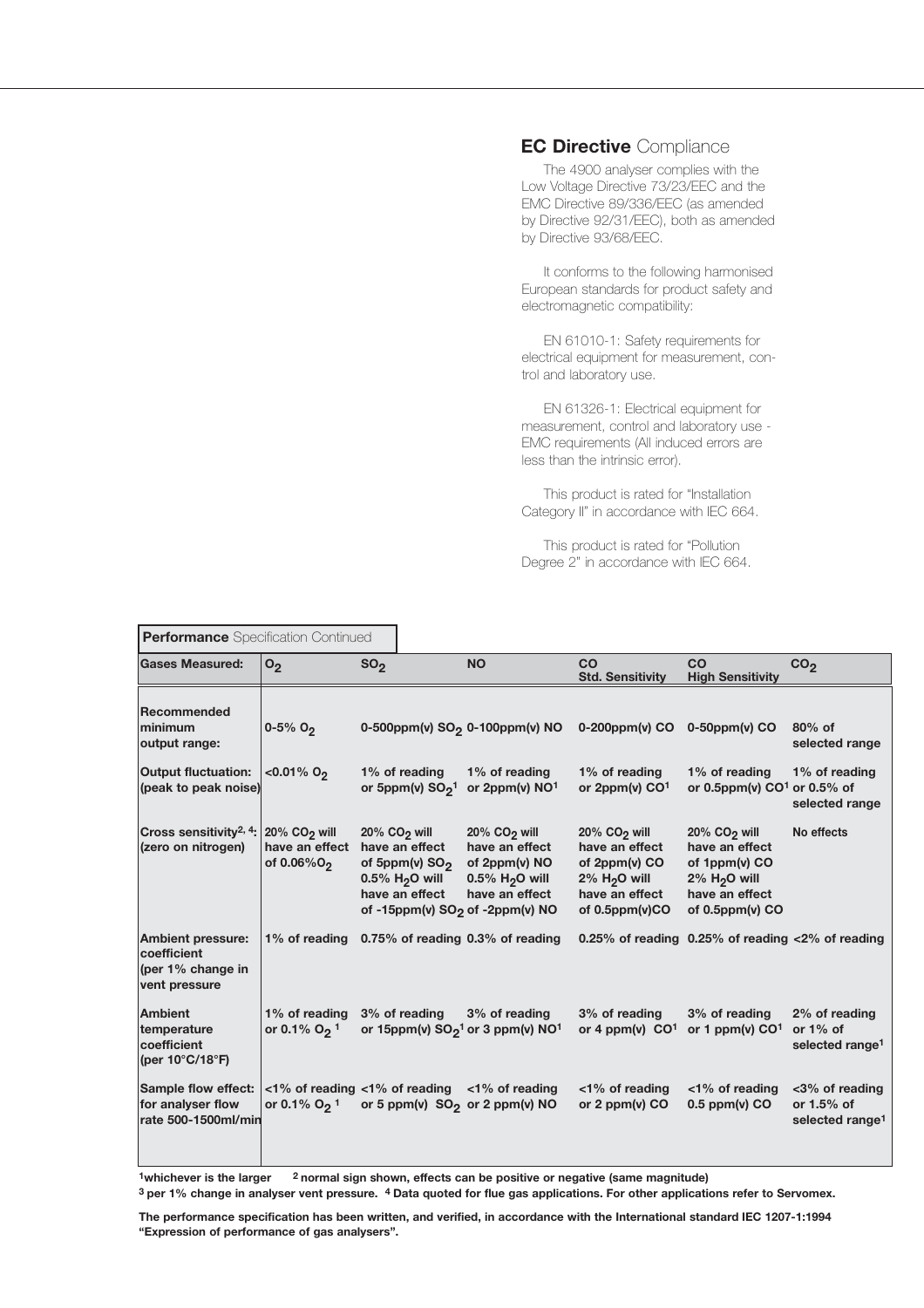## **EC Directive** Compliance

The 4900 analyser complies with the Low Voltage Directive 73/23/EEC and the EMC Directive 89/336/EEC (as amended by Directive 92/31/EEC), both as amended by Directive 93/68/EEC.

It conforms to the following harmonised European standards for product safety and electromagnetic compatibility:

EN 61010-1: Safety requirements for electrical equipment for measurement, control and laboratory use.

EN 61326-1: Electrical equipment for measurement, control and laboratory use - EMC requirements (All induced errors are less than the intrinsic error).

This product is rated for "Installation Category II" in accordance with IEC 664.

This product is rated for "Pollution Degree 2" in accordance with IEC 664.

### **Performance** Specification Continued

| **Gases Measured:** | **$O_2$** | **$SO_2$** | **NO** | **CO Std. Sensitivity** | **CO High Sensitivity** | **$CO_2$** |
|---|---|---|---|---|---|---|
| **Recommended minimum output range:** | 0-5% $O_2$ | 0-500ppm(v) $SO_2$ | 0-100ppm(v) NO | 0-200ppm(v) CO | 0-50ppm(v) CO | 80% of selected range |
| **Output fluctuation: (peak to peak noise)** | <0.01% $O_2$ | 1% of reading or 5ppm(v) $SO_2$[1] | 1% of reading or 2ppm(v) NO[1] | 1% of reading or 2ppm(v) CO[1] | 1% of reading or 0.5ppm(v) CO[1] | 1% of reading or 0.5% of selected range |
| **Cross sensitivity[2, 4]: (zero on nitrogen)** | 20% $CO_2$ will have an effect of 0.06%$O_2$ | 20% $CO_2$ will have an effect of 5ppm(v) $SO_2$ 0.5% $H_2O$ will have an effect of -15ppm(v) $SO_2$ | 20% $CO_2$ will have an effect of 2ppm(v) NO 0.5% $H_2O$ will have an effect of -2ppm(v) NO | 20% $CO_2$ will have an effect of 2ppm(v) CO 2% $H_2O$ will have an effect of 0.5ppm(v)CO | 20% $CO_2$ will have an effect of 1ppm(v) CO 2% $H_2O$ will have an effect of 0.5ppm(v) CO | No effects |
| **Ambient pressure: coefficient (per 1% change in vent pressure** | 1% of reading | 0.75% of reading | 0.3% of reading | 0.25% of reading | 0.25% of reading | <2% of reading |
| **Ambient temperature coefficient (per 10°C/18°F)** | 1% of reading or 0.1% $O_2$[1] | 3% of reading or 15ppm(v) $SO_2$[1] | 3% of reading or 3 ppm(v) NO[1] | 3% of reading or 4 ppm(v) CO[1] | 3% of reading or 1 ppm(v) CO[1] | 2% of reading or 1% of selected range[1] |
| **Sample flow effect: for analyser flow rate 500-1500ml/min** | <1% of reading or 0.1% $O_2$[1] | <1% of reading or 5 ppm(v) $SO_2$ | <1% of reading or 2 ppm(v) NO | <1% of reading or 2 ppm(v) CO | <1% of reading 0.5 ppm(v) CO | <3% of reading or 1.5% of selected range[1] |

**[1]whichever is the larger [2] normal sign shown, effects can be positive or negative (same magnitude)**
**[3] per 1% change in analyser vent pressure. [4] Data quoted for flue gas applications. For other applications refer to Servomex.**

**The performance specification has been written, and verified, in accordance with the International standard IEC 1207-1:1994 "Expression of performance of gas analysers".**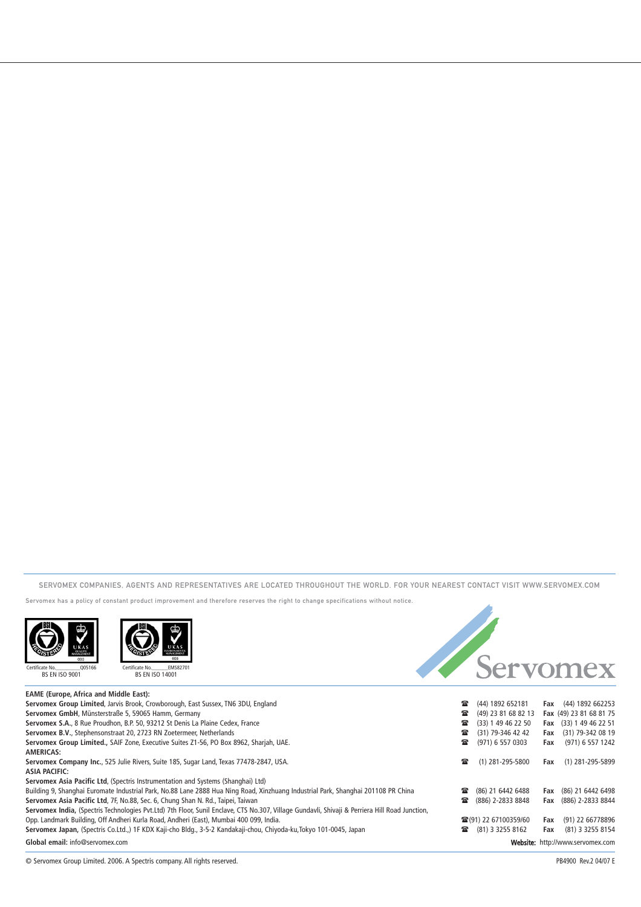SERVOMEX COMPANIES, AGENTS AND REPRESENTATIVES ARE LOCATED THROUGHOUT THE WORLD. FOR YOUR NEAREST CONTACT VISIT WWW.SERVOMEX.COM

Servomex has a policy of constant product improvement and therefore reserves the right to change specifications without notice.

Certificate No. Q05166
BS EN ISO 9001

Certificate No. EMS82701
BS EN ISO 14001

Servomex

**EAME (Europe, Africa and Middle East):**

| | | |
|---|---|---|
| **Servomex Group Limited**, Jarvis Brook, Crowborough, East Sussex, TN6 3DU, England | ☎ (44) 1892 652181 | Fax (44) 1892 662253 |
| **Servomex GmbH**, Münsterstraße 5, 59065 Hamm, Germany | ☎ (49) 23 81 68 82 13 | Fax (49) 23 81 68 81 75 |
| **Servomex S.A.**, 8 Rue Proudhon, B.P. 50, 93212 St Denis La Plaine Cedex, France | ☎ (33) 1 49 46 22 50 | Fax (33) 1 49 46 22 51 |
| **Servomex B.V.**, Stephensonstraat 20, 2723 RN Zoetermeer, Netherlands | ☎ (31) 79-346 42 42 | Fax (31) 79-342 08 19 |
| **Servomex Group Limited.**, SAIF Zone, Executive Suites Z1-56, PO Box 8962, Sharjah, UAE. | ☎ (971) 6 557 0303 | Fax (971) 6 557 1242 |

**AMERICAS:**

| | | |
|---|---|---|
| **Servomex Company Inc.**, 525 Julie Rivers, Suite 185, Sugar Land, Texas 77478-2847, USA. | ☎ (1) 281-295-5800 | Fax (1) 281-295-5899 |

**ASIA PACIFIC:**

| | | |
|---|---|---|
| **Servomex Asia Pacific Ltd**, (Spectris Instrumentation and Systems (Shanghai) Ltd) Building 9, Shanghai Euromate Industrial Park, No.88 Lane 2888 Hua Ning Road, Xinzhuang Industrial Park, Shanghai 201108 PR China | ☎ (86) 21 6442 6488 | Fax (86) 21 6442 6498 |
| **Servomex Asia Pacific Ltd**, 7F, No.88, Sec. 6, Chung Shan N. Rd., Taipei, Taiwan | ☎ (886) 2-2833 8848 | Fax (886) 2-2833 8844 |
| **Servomex India,** (Spectris Technologies Pvt.Ltd) 7th Floor, Sunil Enclave, CTS No.307, Village Gundavli, Shivaji & Perriera Hill Road Junction, Opp. Landmark Building, Off Andheri Kurla Road, Andheri (East), Mumbai 400 099, India. | ☎ (91) 22 67100359/60 | Fax (91) 22 66778896 |
| **Servomex Japan,** (Spectris Co.Ltd.,) 1F KDX Kaji-cho Bldg., 3-5-2 Kandakaji-chou, Chiyoda-ku,Tokyo 101-0045, Japan | ☎ (81) 3 3255 8162 | Fax (81) 3 3255 8154 |

**Global email:** info@servomex.com

**Website:** http://www.servomex.com

© Servomex Group Limited. 2006. A Spectris company. All rights reserved.

PB4900 Rev.2 04/07 E